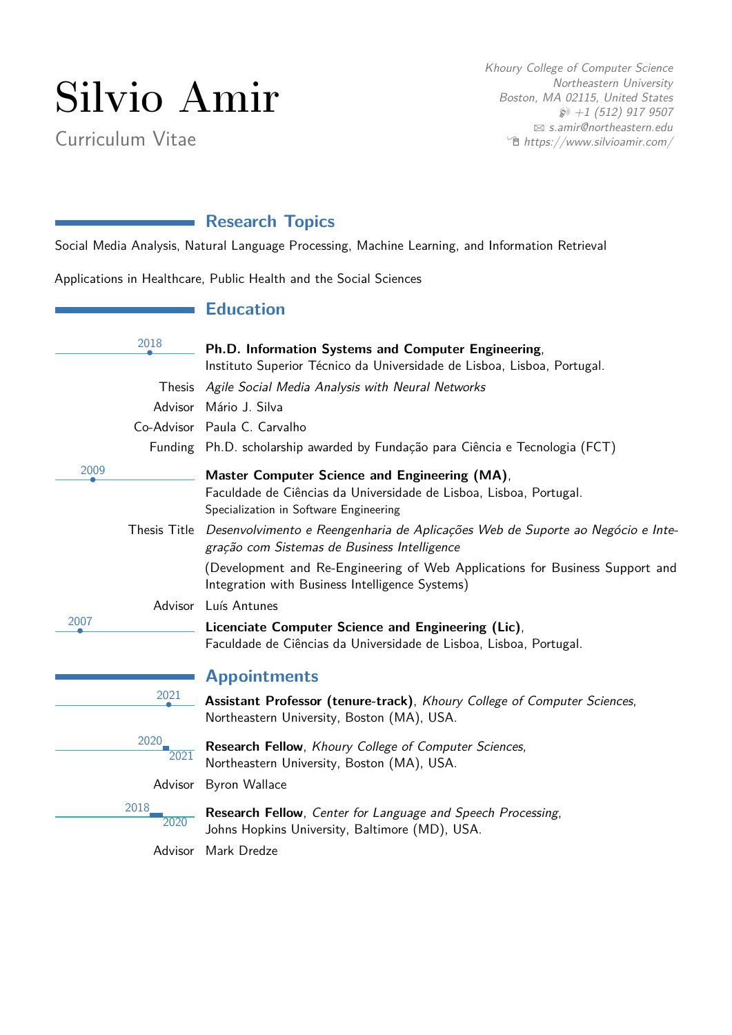# Silvio Amir

Curriculum Vitae

*Khoury College of Computer Science*
*Northeastern University*
*Boston, MA 02115, United States*
*+1 (512) 917 9507*
*s.amir@northeastern.edu*
*https://www.silvioamir.com/*

## Research Topics

Social Media Analysis, Natural Language Processing, Machine Learning, and Information Retrieval

Applications in Healthcare, Public Health and the Social Sciences

## Education

**2018** — **Ph.D. Information Systems and Computer Engineering**, Instituto Superior Técnico da Universidade de Lisboa, Lisboa, Portugal.

- Thesis: *Agile Social Media Analysis with Neural Networks*
- Advisor: Mário J. Silva
- Co-Advisor: Paula C. Carvalho
- Funding: Ph.D. scholarship awarded by Fundação para Ciência e Tecnologia (FCT)

**2009** — **Master Computer Science and Engineering (MA)**, Faculdade de Ciências da Universidade de Lisboa, Lisboa, Portugal. Specialization in Software Engineering

- Thesis Title: *Desenvolvimento e Reengenharia de Aplicações Web de Suporte ao Negócio e Integração com Sistemas de Business Intelligence*

  (Development and Re-Engineering of Web Applications for Business Support and Integration with Business Intelligence Systems)
- Advisor: Luís Antunes

**2007** — **Licenciate Computer Science and Engineering (Lic)**, Faculdade de Ciências da Universidade de Lisboa, Lisboa, Portugal.

## Appointments

**2021** — **Assistant Professor (tenure-track)**, *Khoury College of Computer Sciences*, Northeastern University, Boston (MA), USA.

**2020–2021** — **Research Fellow**, *Khoury College of Computer Sciences*, Northeastern University, Boston (MA), USA.

- Advisor: Byron Wallace

**2018–2020** — **Research Fellow**, *Center for Language and Speech Processing*, Johns Hopkins University, Baltimore (MD), USA.

- Advisor: Mark Dredze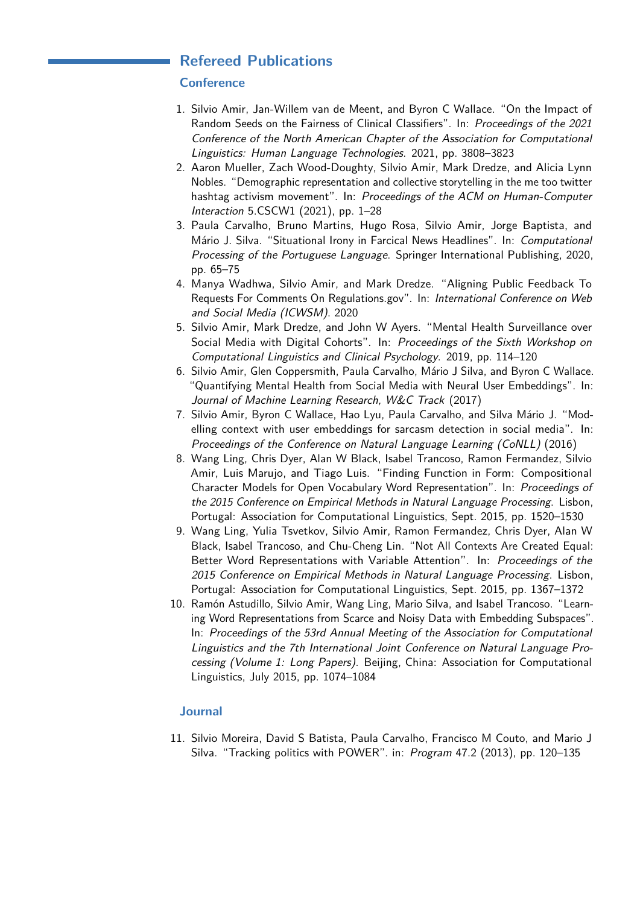## Refereed Publications

### Conference

1. Silvio Amir, Jan-Willem van de Meent, and Byron C Wallace. "On the Impact of Random Seeds on the Fairness of Clinical Classifiers". In: *Proceedings of the 2021 Conference of the North American Chapter of the Association for Computational Linguistics: Human Language Technologies*. 2021, pp. 3808–3823
2. Aaron Mueller, Zach Wood-Doughty, Silvio Amir, Mark Dredze, and Alicia Lynn Nobles. "Demographic representation and collective storytelling in the me too twitter hashtag activism movement". In: *Proceedings of the ACM on Human-Computer Interaction* 5.CSCW1 (2021), pp. 1–28
3. Paula Carvalho, Bruno Martins, Hugo Rosa, Silvio Amir, Jorge Baptista, and Mário J. Silva. "Situational Irony in Farcical News Headlines". In: *Computational Processing of the Portuguese Language*. Springer International Publishing, 2020, pp. 65–75
4. Manya Wadhwa, Silvio Amir, and Mark Dredze. "Aligning Public Feedback To Requests For Comments On Regulations.gov". In: *International Conference on Web and Social Media (ICWSM)*. 2020
5. Silvio Amir, Mark Dredze, and John W Ayers. "Mental Health Surveillance over Social Media with Digital Cohorts". In: *Proceedings of the Sixth Workshop on Computational Linguistics and Clinical Psychology*. 2019, pp. 114–120
6. Silvio Amir, Glen Coppersmith, Paula Carvalho, Mário J Silva, and Byron C Wallace. "Quantifying Mental Health from Social Media with Neural User Embeddings". In: *Journal of Machine Learning Research, W&C Track* (2017)
7. Silvio Amir, Byron C Wallace, Hao Lyu, Paula Carvalho, and Silva Mário J. "Modelling context with user embeddings for sarcasm detection in social media". In: *Proceedings of the Conference on Natural Language Learning (CoNLL)* (2016)
8. Wang Ling, Chris Dyer, Alan W Black, Isabel Trancoso, Ramon Fermandez, Silvio Amir, Luis Marujo, and Tiago Luis. "Finding Function in Form: Compositional Character Models for Open Vocabulary Word Representation". In: *Proceedings of the 2015 Conference on Empirical Methods in Natural Language Processing*. Lisbon, Portugal: Association for Computational Linguistics, Sept. 2015, pp. 1520–1530
9. Wang Ling, Yulia Tsvetkov, Silvio Amir, Ramon Fermandez, Chris Dyer, Alan W Black, Isabel Trancoso, and Chu-Cheng Lin. "Not All Contexts Are Created Equal: Better Word Representations with Variable Attention". In: *Proceedings of the 2015 Conference on Empirical Methods in Natural Language Processing*. Lisbon, Portugal: Association for Computational Linguistics, Sept. 2015, pp. 1367–1372
10. Ramón Astudillo, Silvio Amir, Wang Ling, Mario Silva, and Isabel Trancoso. "Learning Word Representations from Scarce and Noisy Data with Embedding Subspaces". In: *Proceedings of the 53rd Annual Meeting of the Association for Computational Linguistics and the 7th International Joint Conference on Natural Language Processing (Volume 1: Long Papers)*. Beijing, China: Association for Computational Linguistics, July 2015, pp. 1074–1084

### Journal

11. Silvio Moreira, David S Batista, Paula Carvalho, Francisco M Couto, and Mario J Silva. "Tracking politics with POWER". in: *Program* 47.2 (2013), pp. 120–135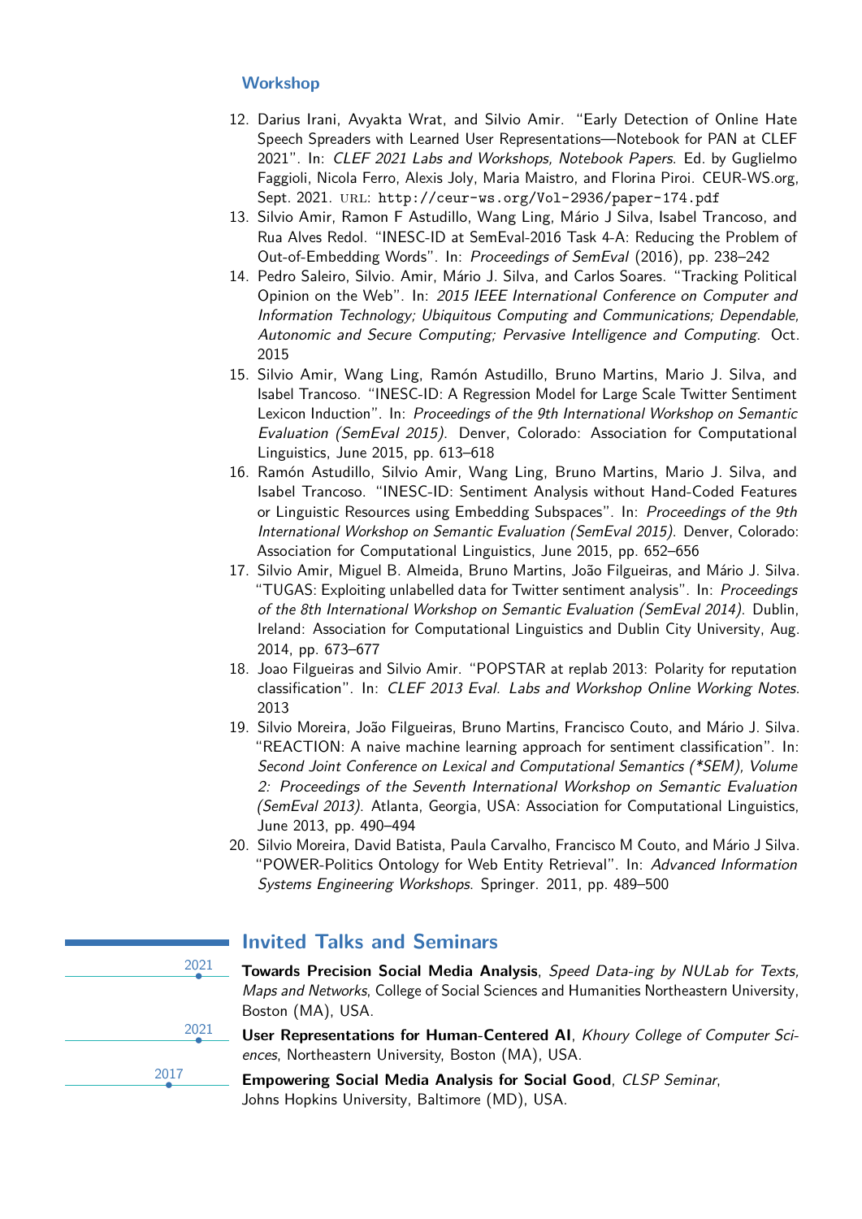### Workshop

12. Darius Irani, Avyakta Wrat, and Silvio Amir. "Early Detection of Online Hate Speech Spreaders with Learned User Representations—Notebook for PAN at CLEF 2021". In: *CLEF 2021 Labs and Workshops, Notebook Papers*. Ed. by Guglielmo Faggioli, Nicola Ferro, Alexis Joly, Maria Maistro, and Florina Piroi. CEUR-WS.org, Sept. 2021. URL: `http://ceur-ws.org/Vol-2936/paper-174.pdf`
13. Silvio Amir, Ramon F Astudillo, Wang Ling, Mário J Silva, Isabel Trancoso, and Rua Alves Redol. "INESC-ID at SemEval-2016 Task 4-A: Reducing the Problem of Out-of-Embedding Words". In: *Proceedings of SemEval* (2016), pp. 238–242
14. Pedro Saleiro, Silvio. Amir, Mário J. Silva, and Carlos Soares. "Tracking Political Opinion on the Web". In: *2015 IEEE International Conference on Computer and Information Technology; Ubiquitous Computing and Communications; Dependable, Autonomic and Secure Computing; Pervasive Intelligence and Computing*. Oct. 2015
15. Silvio Amir, Wang Ling, Ramón Astudillo, Bruno Martins, Mario J. Silva, and Isabel Trancoso. "INESC-ID: A Regression Model for Large Scale Twitter Sentiment Lexicon Induction". In: *Proceedings of the 9th International Workshop on Semantic Evaluation (SemEval 2015)*. Denver, Colorado: Association for Computational Linguistics, June 2015, pp. 613–618
16. Ramón Astudillo, Silvio Amir, Wang Ling, Bruno Martins, Mario J. Silva, and Isabel Trancoso. "INESC-ID: Sentiment Analysis without Hand-Coded Features or Linguistic Resources using Embedding Subspaces". In: *Proceedings of the 9th International Workshop on Semantic Evaluation (SemEval 2015)*. Denver, Colorado: Association for Computational Linguistics, June 2015, pp. 652–656
17. Silvio Amir, Miguel B. Almeida, Bruno Martins, João Filgueiras, and Mário J. Silva. "TUGAS: Exploiting unlabelled data for Twitter sentiment analysis". In: *Proceedings of the 8th International Workshop on Semantic Evaluation (SemEval 2014)*. Dublin, Ireland: Association for Computational Linguistics and Dublin City University, Aug. 2014, pp. 673–677
18. Joao Filgueiras and Silvio Amir. "POPSTAR at replab 2013: Polarity for reputation classification". In: *CLEF 2013 Eval. Labs and Workshop Online Working Notes*. 2013
19. Silvio Moreira, João Filgueiras, Bruno Martins, Francisco Couto, and Mário J. Silva. "REACTION: A naive machine learning approach for sentiment classification". In: *Second Joint Conference on Lexical and Computational Semantics (*SEM), Volume 2: Proceedings of the Seventh International Workshop on Semantic Evaluation (SemEval 2013)*. Atlanta, Georgia, USA: Association for Computational Linguistics, June 2013, pp. 490–494
20. Silvio Moreira, David Batista, Paula Carvalho, Francisco M Couto, and Mário J Silva. "POWER-Politics Ontology for Web Entity Retrieval". In: *Advanced Information Systems Engineering Workshops*. Springer. 2011, pp. 489–500

## Invited Talks and Seminars

2021 — **Towards Precision Social Media Analysis**, *Speed Data-ing by NULab for Texts, Maps and Networks*, College of Social Sciences and Humanities Northeastern University, Boston (MA), USA.

2021 — **User Representations for Human-Centered AI**, *Khoury College of Computer Sciences*, Northeastern University, Boston (MA), USA.

2017 — **Empowering Social Media Analysis for Social Good**, *CLSP Seminar*, Johns Hopkins University, Baltimore (MD), USA.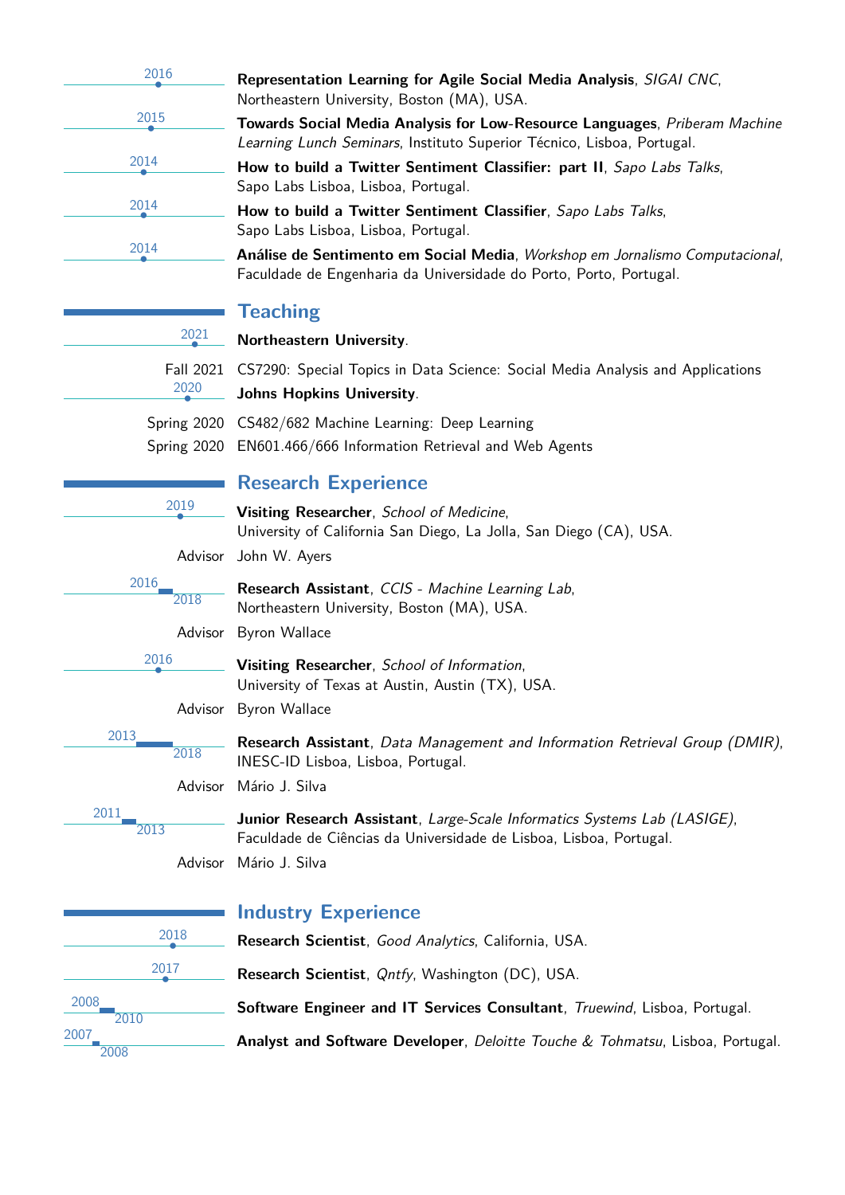- 2016 — **Representation Learning for Agile Social Media Analysis**, *SIGAI CNC*, Northeastern University, Boston (MA), USA.
- 2015 — **Towards Social Media Analysis for Low-Resource Languages**, *Priberam Machine Learning Lunch Seminars*, Instituto Superior Técnico, Lisboa, Portugal.
- 2014 — **How to build a Twitter Sentiment Classifier: part II**, *Sapo Labs Talks*, Sapo Labs Lisboa, Lisboa, Portugal.
- 2014 — **How to build a Twitter Sentiment Classifier**, *Sapo Labs Talks*, Sapo Labs Lisboa, Lisboa, Portugal.
- 2014 — **Análise de Sentimento em Social Media**, *Workshop em Jornalismo Computacional*, Faculdade de Engenharia da Universidade do Porto, Porto, Portugal.

## Teaching

2021 — **Northeastern University**.

- Fall 2021 — CS7290: Special Topics in Data Science: Social Media Analysis and Applications

2020 — **Johns Hopkins University**.

- Spring 2020 — CS482/682 Machine Learning: Deep Learning
- Spring 2020 — EN601.466/666 Information Retrieval and Web Agents

## Research Experience

2019 — **Visiting Researcher**, *School of Medicine*, University of California San Diego, La Jolla, San Diego (CA), USA.
Advisor: John W. Ayers

2016–2018 — **Research Assistant**, *CCIS - Machine Learning Lab*, Northeastern University, Boston (MA), USA.
Advisor: Byron Wallace

2016 — **Visiting Researcher**, *School of Information*, University of Texas at Austin, Austin (TX), USA.
Advisor: Byron Wallace

2013–2018 — **Research Assistant**, *Data Management and Information Retrieval Group (DMIR)*, INESC-ID Lisboa, Lisboa, Portugal.
Advisor: Mário J. Silva

2011–2013 — **Junior Research Assistant**, *Large-Scale Informatics Systems Lab (LASIGE)*, Faculdade de Ciências da Universidade de Lisboa, Lisboa, Portugal.
Advisor: Mário J. Silva

## Industry Experience

- 2018 — **Research Scientist**, *Good Analytics*, California, USA.
- 2017 — **Research Scientist**, *Qntfy*, Washington (DC), USA.
- 2008–2010 — **Software Engineer and IT Services Consultant**, *Truewind*, Lisboa, Portugal.
- 2007–2008 — **Analyst and Software Developer**, *Deloitte Touche & Tohmatsu*, Lisboa, Portugal.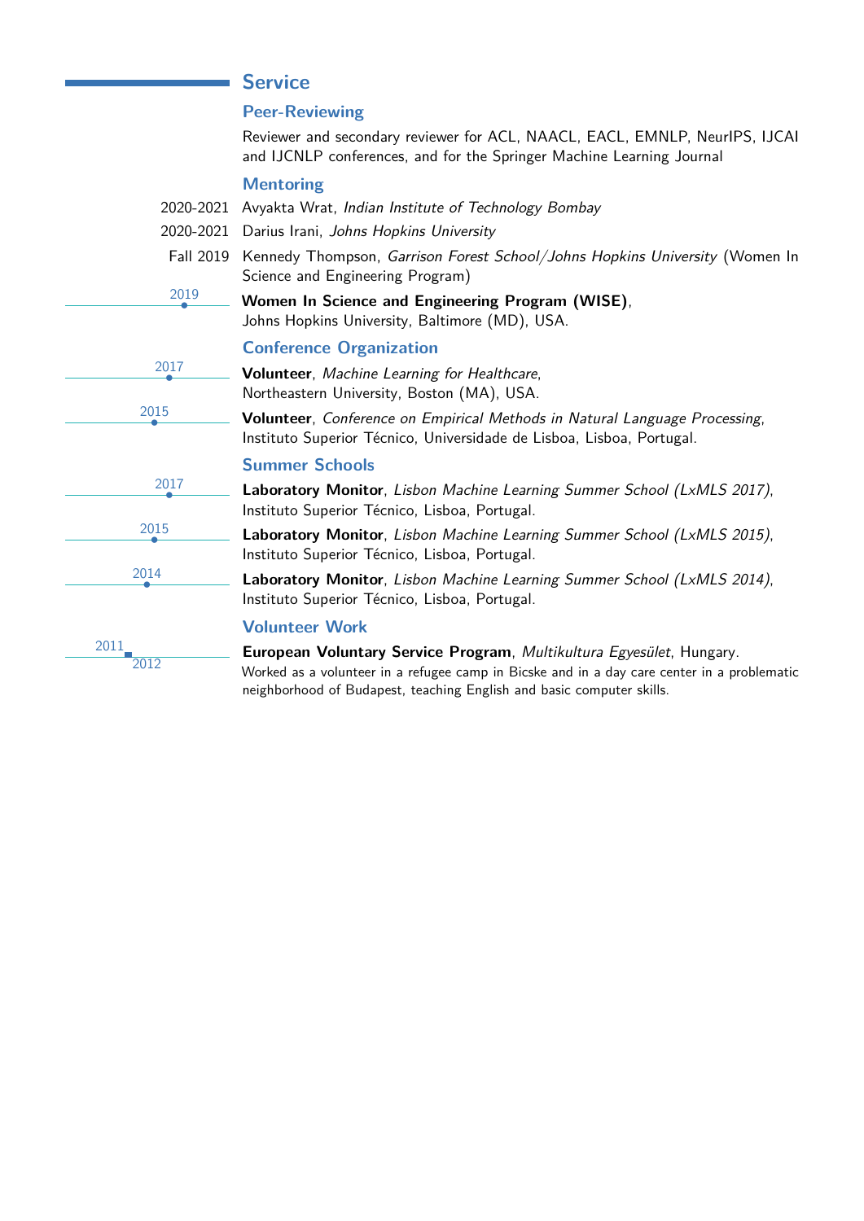# Service

## Peer-Reviewing

Reviewer and secondary reviewer for ACL, NAACL, EACL, EMNLP, NeurIPS, IJCAI and IJCNLP conferences, and for the Springer Machine Learning Journal

## Mentoring

2020-2021 Avyakta Wrat, *Indian Institute of Technology Bombay*

2020-2021 Darius Irani, *Johns Hopkins University*

Fall 2019 Kennedy Thompson, *Garrison Forest School/Johns Hopkins University* (Women In Science and Engineering Program)

2019 **Women In Science and Engineering Program (WISE)**,
Johns Hopkins University, Baltimore (MD), USA.

## Conference Organization

2017 **Volunteer**, *Machine Learning for Healthcare*,
Northeastern University, Boston (MA), USA.

2015 **Volunteer**, *Conference on Empirical Methods in Natural Language Processing*,
Instituto Superior Técnico, Universidade de Lisboa, Lisboa, Portugal.

## Summer Schools

2017 **Laboratory Monitor**, *Lisbon Machine Learning Summer School (LxMLS 2017)*,
Instituto Superior Técnico, Lisboa, Portugal.

2015 **Laboratory Monitor**, *Lisbon Machine Learning Summer School (LxMLS 2015)*,
Instituto Superior Técnico, Lisboa, Portugal.

2014 **Laboratory Monitor**, *Lisbon Machine Learning Summer School (LxMLS 2014)*,
Instituto Superior Técnico, Lisboa, Portugal.

## Volunteer Work

2011–2012 **European Voluntary Service Program**, *Multikultura Egyesület*, Hungary.
Worked as a volunteer in a refugee camp in Bicske and in a day care center in a problematic neighborhood of Budapest, teaching English and basic computer skills.